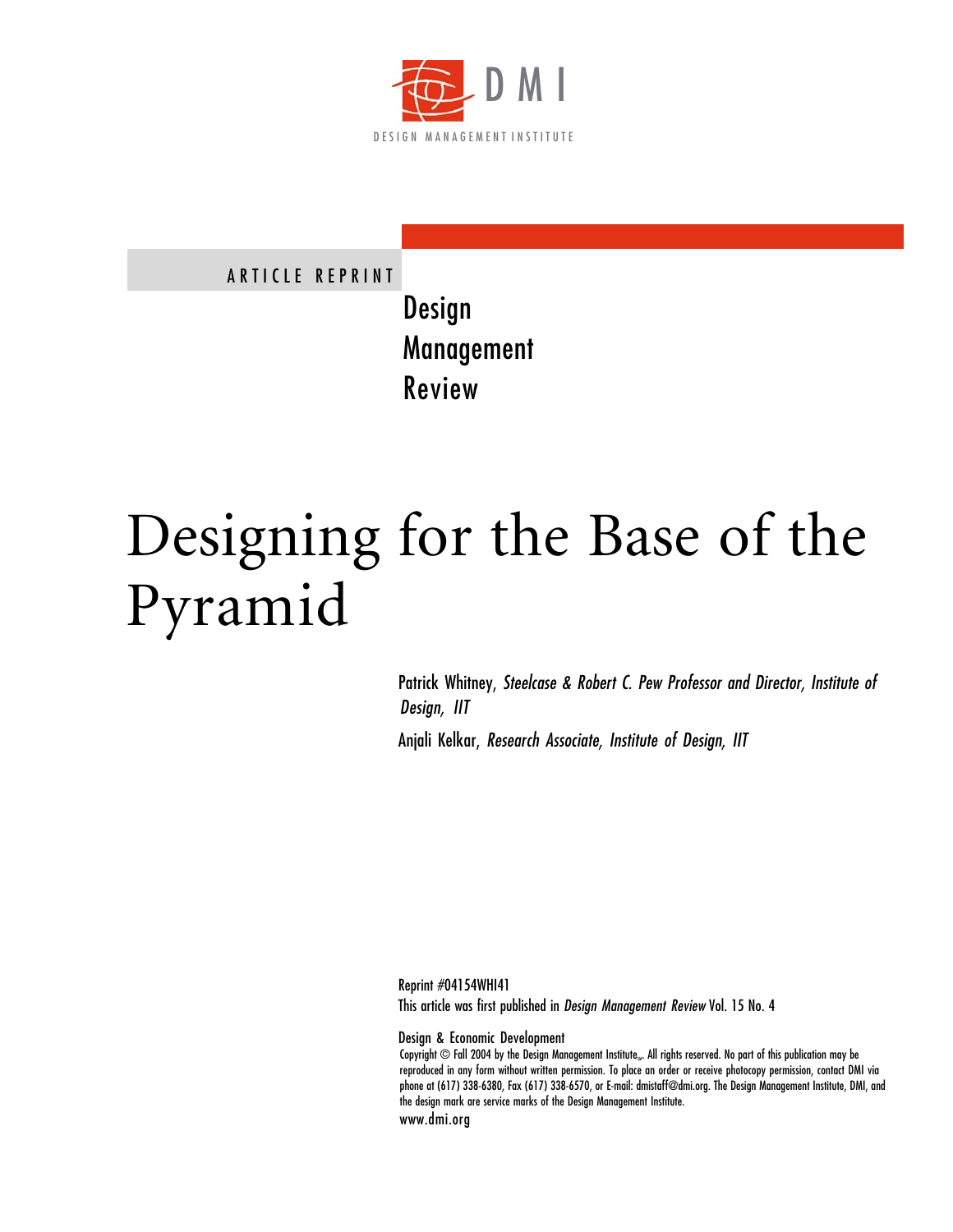DMI

DESIGN MANAGEMENT INSTITUTE

ARTICLE REPRINT

Design
Management
Review

# Designing for the Base of the Pyramid

Patrick Whitney, *Steelcase & Robert C. Pew Professor and Director, Institute of Design, IIT*

Anjali Kelkar, *Research Associate, Institute of Design, IIT*

Reprint #04154WHI41

This article was first published in *Design Management Review* Vol. 15 No. 4

Design & Economic Development

Copyright © Fall 2004 by the Design Management Institute℠. All rights reserved. No part of this publication may be reproduced in any form without written permission. To place an order or receive photocopy permission, contact DMI via phone at (617) 338-6380, Fax (617) 338-6570, or E-mail: dmistaff@dmi.org. The Design Management Institute, DMI, and the design mark are service marks of the Design Management Institute.

www.dmi.org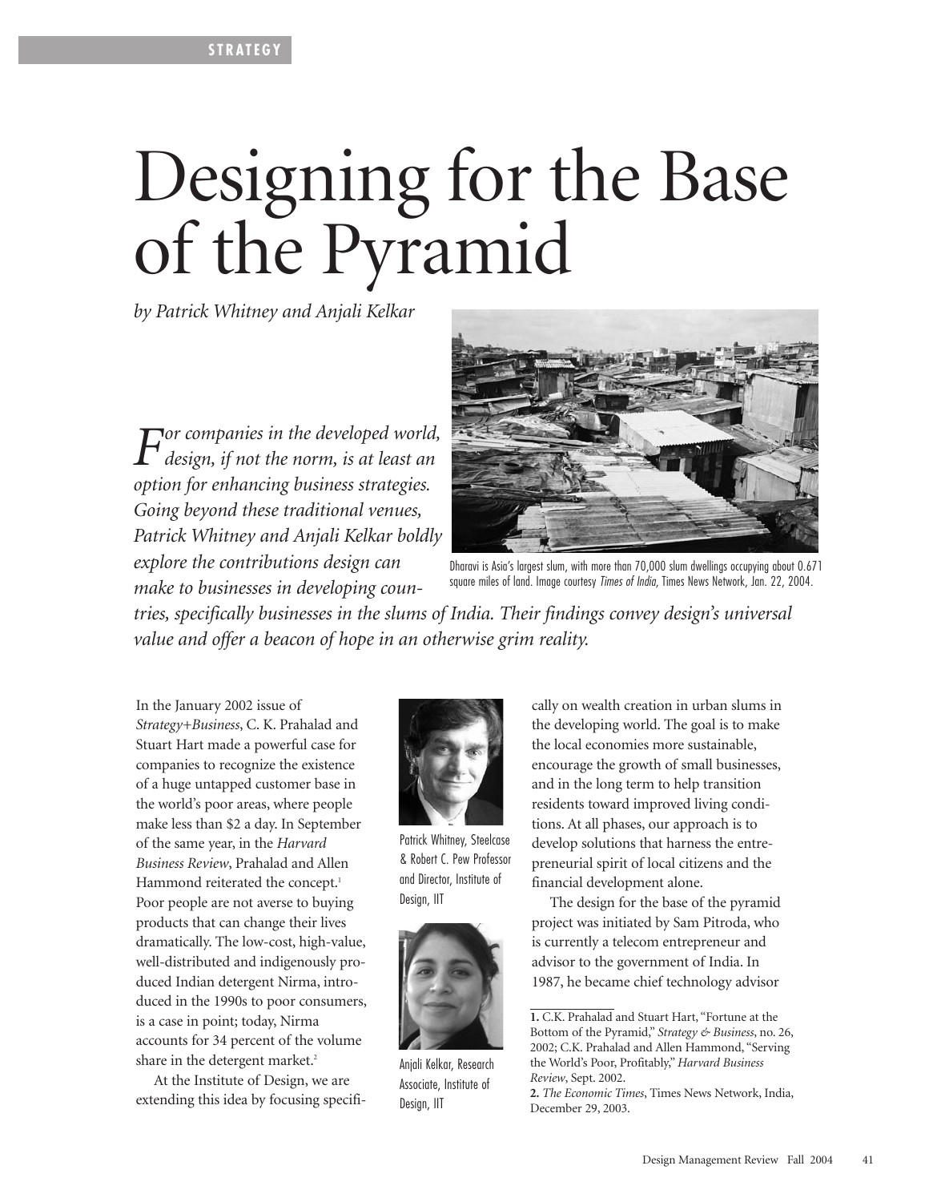STRATEGY

# Designing for the Base of the Pyramid

*by Patrick Whitney and Anjali Kelkar*

*For companies in the developed world, design, if not the norm, is at least an option for enhancing business strategies. Going beyond these traditional venues, Patrick Whitney and Anjali Kelkar boldly explore the contributions design can make to businesses in developing countries, specifically businesses in the slums of India. Their findings convey design's universal value and offer a beacon of hope in an otherwise grim reality.*

Dharavi is Asia's largest slum, with more than 70,000 slum dwellings occupying about 0.671 square miles of land. Image courtesy *Times of India*, Times News Network, Jan. 22, 2004.

In the January 2002 issue of *Strategy+Business*, C. K. Prahalad and Stuart Hart made a powerful case for companies to recognize the existence of a huge untapped customer base in the world's poor areas, where people make less than $2 a day. In September of the same year, in the *Harvard Business Review*, Prahalad and Allen Hammond reiterated the concept.[1] Poor people are not averse to buying products that can change their lives dramatically. The low-cost, high-value, well-distributed and indigenously produced Indian detergent Nirma, introduced in the 1990s to poor consumers, is a case in point; today, Nirma accounts for 34 percent of the volume share in the detergent market.[2]

At the Institute of Design, we are extending this idea by focusing specifically on wealth creation in urban slums in the developing world. The goal is to make the local economies more sustainable, encourage the growth of small businesses, and in the long term to help transition residents toward improved living conditions. At all phases, our approach is to develop solutions that harness the entrepreneurial spirit of local citizens and the financial development alone.

Patrick Whitney, Steelcase & Robert C. Pew Professor and Director, Institute of Design, IIT

Anjali Kelkar, Research Associate, Institute of Design, IIT

The design for the base of the pyramid project was initiated by Sam Pitroda, who is currently a telecom entrepreneur and advisor to the government of India. In 1987, he became chief technology advisor

**1.** C.K. Prahalad and Stuart Hart, "Fortune at the Bottom of the Pyramid," *Strategy & Business*, no. 26, 2002; C.K. Prahalad and Allen Hammond, "Serving the World's Poor, Profitably," *Harvard Business Review*, Sept. 2002.

**2.** *The Economic Times*, Times News Network, India, December 29, 2003.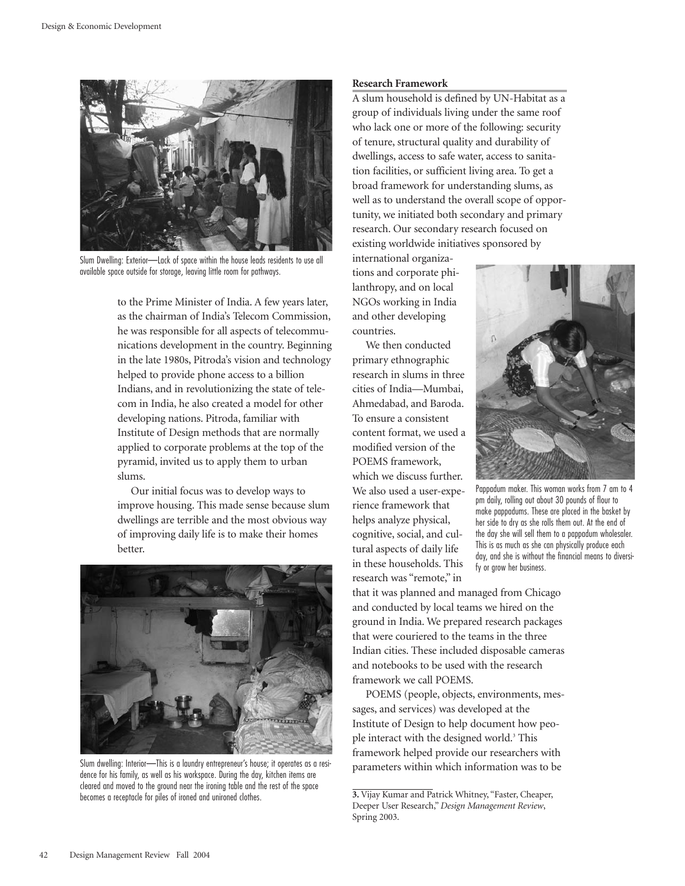Slum Dwelling: Exterior—Lack of space within the house leads residents to use all available space outside for storage, leaving little room for pathways.

to the Prime Minister of India. A few years later, as the chairman of India's Telecom Commission, he was responsible for all aspects of telecommunications development in the country. Beginning in the late 1980s, Pitroda's vision and technology helped to provide phone access to a billion Indians, and in revolutionizing the state of telecom in India, he also created a model for other developing nations. Pitroda, familiar with Institute of Design methods that are normally applied to corporate problems at the top of the pyramid, invited us to apply them to urban slums.

Our initial focus was to develop ways to improve housing. This made sense because slum dwellings are terrible and the most obvious way of improving daily life is to make their homes better.

Slum dwelling: Interior—This is a laundry entrepreneur's house; it operates as a residence for his family, as well as his workspace. During the day, kitchen items are cleared and moved to the ground near the ironing table and the rest of the space becomes a receptacle for piles of ironed and unironed clothes.

**Research Framework**

A slum household is defined by UN-Habitat as a group of individuals living under the same roof who lack one or more of the following: security of tenure, structural quality and durability of dwellings, access to safe water, access to sanitation facilities, or sufficient living area. To get a broad framework for understanding slums, as well as to understand the overall scope of opportunity, we initiated both secondary and primary research. Our secondary research focused on existing worldwide initiatives sponsored by international organizations and corporate philanthropy, and on local NGOs working in India and other developing countries.

We then conducted primary ethnographic research in slums in three cities of India—Mumbai, Ahmedabad, and Baroda. To ensure a consistent content format, we used a modified version of the POEMS framework, which we discuss further. We also used a user-experience framework that helps analyze physical, cognitive, social, and cultural aspects of daily life in these households. This research was "remote," in that it was planned and managed from Chicago and conducted by local teams we hired on the ground in India. We prepared research packages that were couriered to the teams in the three Indian cities. These included disposable cameras and notebooks to be used with the research framework we call POEMS.

Pappadum maker. This woman works from 7 am to 4 pm daily, rolling out about 30 pounds of flour to make pappadums. These are placed in the basket by her side to dry as she rolls them out. At the end of the day she will sell them to a pappadum wholesaler. This is as much as she can physically produce each day, and she is without the financial means to diversify or grow her business.

POEMS (people, objects, environments, messages, and services) was developed at the Institute of Design to help document how people interact with the designed world.[3] This framework helped provide our researchers with parameters within which information was to be

**3.** Vijay Kumar and Patrick Whitney, "Faster, Cheaper, Deeper User Research," *Design Management Review*, Spring 2003.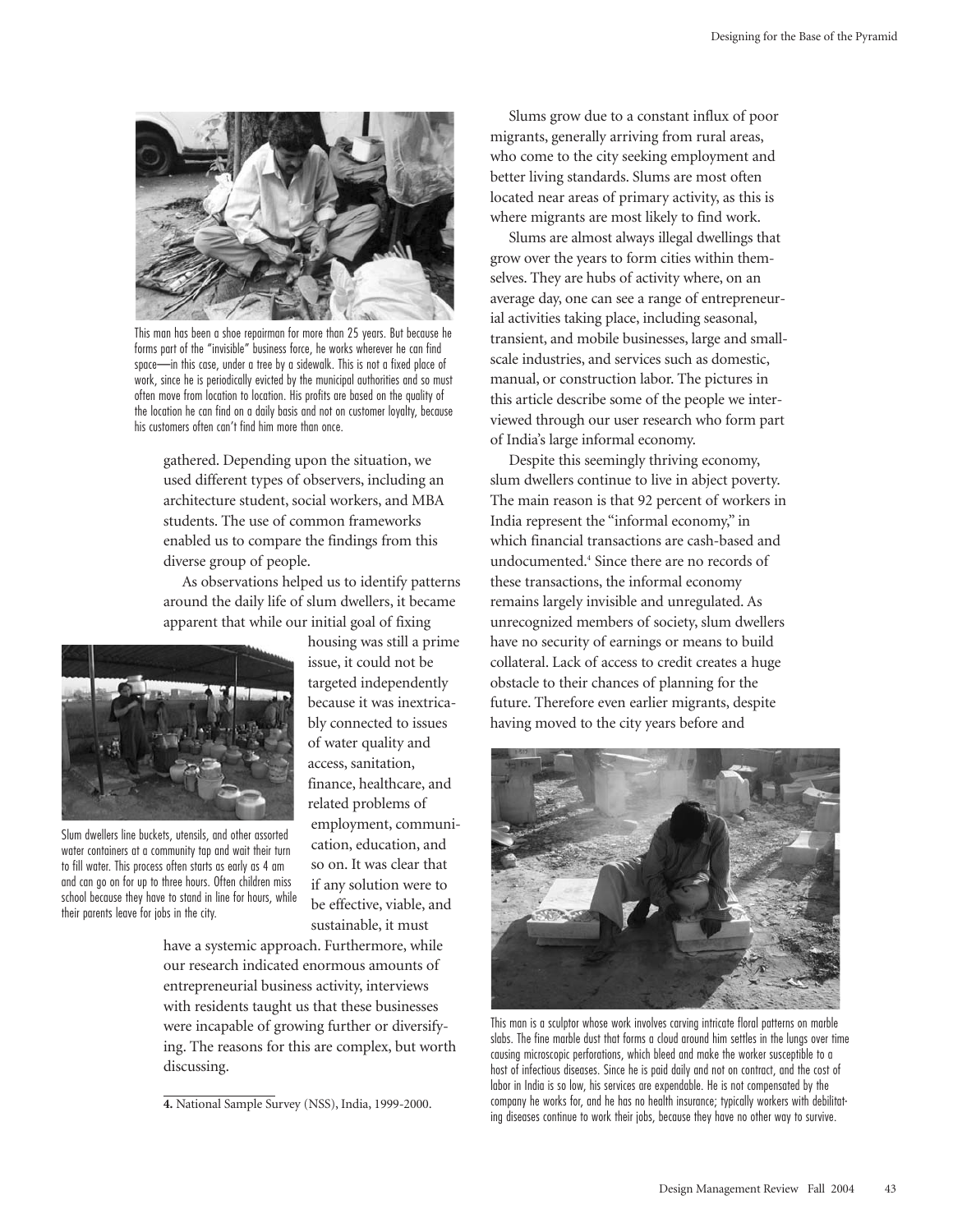This man has been a shoe repairman for more than 25 years. But because he forms part of the "invisible" business force, he works wherever he can find space—in this case, under a tree by a sidewalk. This is not a fixed place of work, since he is periodically evicted by the municipal authorities and so must often move from location to location. His profits are based on the quality of the location he can find on a daily basis and not on customer loyalty, because his customers often can't find him more than once.

gathered. Depending upon the situation, we used different types of observers, including an architecture student, social workers, and MBA students. The use of common frameworks enabled us to compare the findings from this diverse group of people.

As observations helped us to identify patterns around the daily life of slum dwellers, it became apparent that while our initial goal of fixing housing was still a prime issue, it could not be targeted independently because it was inextricably connected to issues of water quality and access, sanitation, finance, healthcare, and related problems of employment, communication, education, and so on. It was clear that if any solution were to be effective, viable, and sustainable, it must have a systemic approach. Furthermore, while our research indicated enormous amounts of entrepreneurial business activity, interviews with residents taught us that these businesses were incapable of growing further or diversifying. The reasons for this are complex, but worth discussing.

Slum dwellers line buckets, utensils, and other assorted water containers at a community tap and wait their turn to fill water. This process often starts as early as 4 am and can go on for up to three hours. Often children miss school because they have to stand in line for hours, while their parents leave for jobs in the city.

Slums grow due to a constant influx of poor migrants, generally arriving from rural areas, who come to the city seeking employment and better living standards. Slums are most often located near areas of primary activity, as this is where migrants are most likely to find work.

Slums are almost always illegal dwellings that grow over the years to form cities within themselves. They are hubs of activity where, on an average day, one can see a range of entrepreneurial activities taking place, including seasonal, transient, and mobile businesses, large and small-scale industries, and services such as domestic, manual, or construction labor. The pictures in this article describe some of the people we interviewed through our user research who form part of India's large informal economy.

Despite this seemingly thriving economy, slum dwellers continue to live in abject poverty. The main reason is that 92 percent of workers in India represent the "informal economy," in which financial transactions are cash-based and undocumented.[4] Since there are no records of these transactions, the informal economy remains largely invisible and unregulated. As unrecognized members of society, slum dwellers have no security of earnings or means to build collateral. Lack of access to credit creates a huge obstacle to their chances of planning for the future. Therefore even earlier migrants, despite having moved to the city years before and

This man is a sculptor whose work involves carving intricate floral patterns on marble slabs. The fine marble dust that forms a cloud around him settles in the lungs over time causing microscopic perforations, which bleed and make the worker susceptible to a host of infectious diseases. Since he is paid daily and not on contract, and the cost of labor in India is so low, his services are expendable. He is not compensated by the company he works for, and he has no health insurance; typically workers with debilitating diseases continue to work their jobs, because they have no other way to survive.

**4.** National Sample Survey (NSS), India, 1999-2000.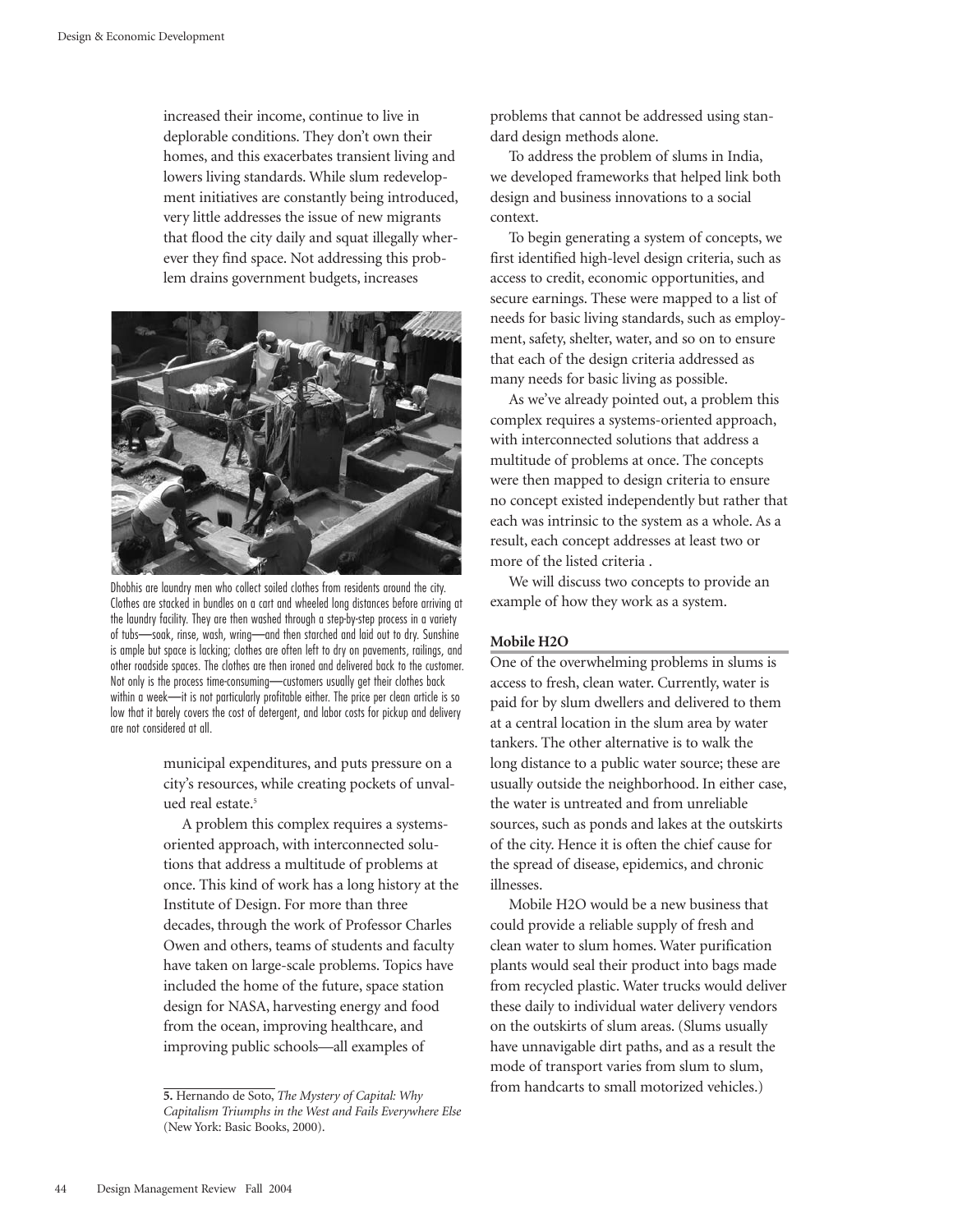increased their income, continue to live in deplorable conditions. They don't own their homes, and this exacerbates transient living and lowers living standards. While slum redevelopment initiatives are constantly being introduced, very little addresses the issue of new migrants that flood the city daily and squat illegally wherever they find space. Not addressing this problem drains government budgets, increases municipal expenditures, and puts pressure on a city's resources, while creating pockets of unvalued real estate.[5]

Dhobhis are laundry men who collect soiled clothes from residents around the city. Clothes are stacked in bundles on a cart and wheeled long distances before arriving at the laundry facility. They are then washed through a step-by-step process in a variety of tubs—soak, rinse, wash, wring—and then starched and laid out to dry. Sunshine is ample but space is lacking; clothes are often left to dry on pavements, railings, and other roadside spaces. The clothes are then ironed and delivered back to the customer. Not only is the process time-consuming—customers usually get their clothes back within a week—it is not particularly profitable either. The price per clean article is so low that it barely covers the cost of detergent, and labor costs for pickup and delivery are not considered at all.

A problem this complex requires a systems-oriented approach, with interconnected solutions that address a multitude of problems at once. This kind of work has a long history at the Institute of Design. For more than three decades, through the work of Professor Charles Owen and others, teams of students and faculty have taken on large-scale problems. Topics have included the home of the future, space station design for NASA, harvesting energy and food from the ocean, improving healthcare, and improving public schools—all examples of problems that cannot be addressed using standard design methods alone.

To address the problem of slums in India, we developed frameworks that helped link both design and business innovations to a social context.

To begin generating a system of concepts, we first identified high-level design criteria, such as access to credit, economic opportunities, and secure earnings. These were mapped to a list of needs for basic living standards, such as employment, safety, shelter, water, and so on to ensure that each of the design criteria addressed as many needs for basic living as possible.

As we've already pointed out, a problem this complex requires a systems-oriented approach, with interconnected solutions that address a multitude of problems at once. The concepts were then mapped to design criteria to ensure no concept existed independently but rather that each was intrinsic to the system as a whole. As a result, each concept addresses at least two or more of the listed criteria .

We will discuss two concepts to provide an example of how they work as a system.

### Mobile H2O

One of the overwhelming problems in slums is access to fresh, clean water. Currently, water is paid for by slum dwellers and delivered to them at a central location in the slum area by water tankers. The other alternative is to walk the long distance to a public water source; these are usually outside the neighborhood. In either case, the water is untreated and from unreliable sources, such as ponds and lakes at the outskirts of the city. Hence it is often the chief cause for the spread of disease, epidemics, and chronic illnesses.

Mobile H2O would be a new business that could provide a reliable supply of fresh and clean water to slum homes. Water purification plants would seal their product into bags made from recycled plastic. Water trucks would deliver these daily to individual water delivery vendors on the outskirts of slum areas. (Slums usually have unnavigable dirt paths, and as a result the mode of transport varies from slum to slum, from handcarts to small motorized vehicles.)

---

**5.** Hernando de Soto, *The Mystery of Capital: Why Capitalism Triumphs in the West and Fails Everywhere Else* (New York: Basic Books, 2000).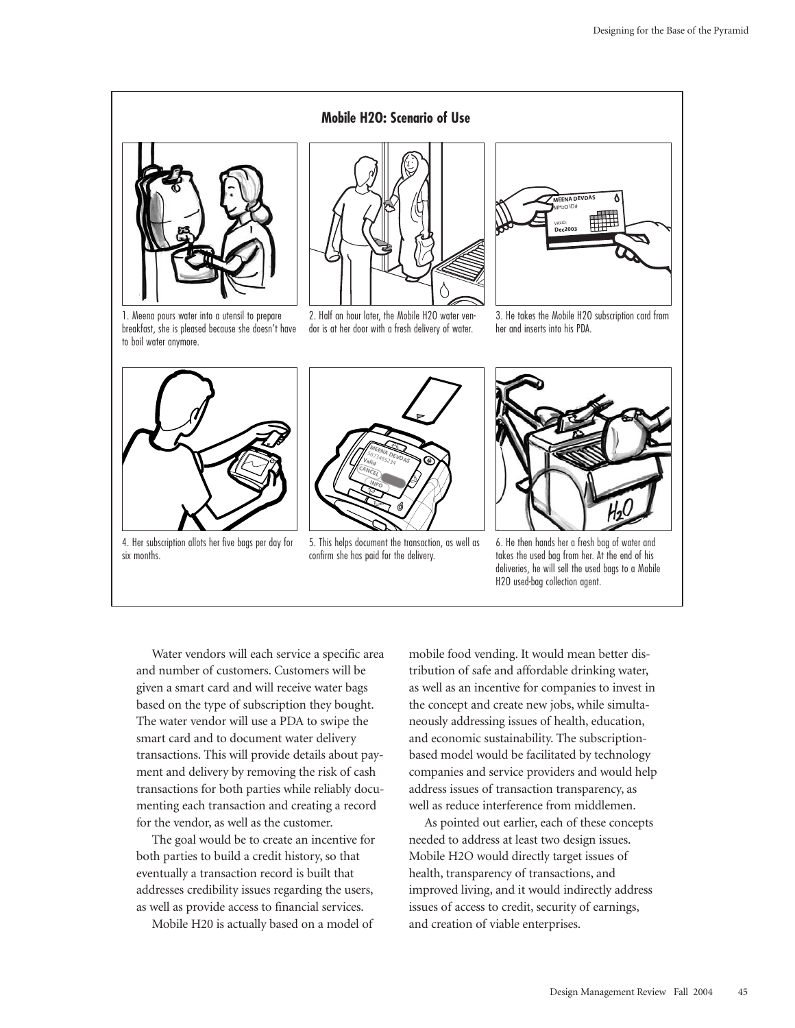**Mobile H2O: Scenario of Use**

1. Meena pours water into a utensil to prepare breakfast, she is pleased because she doesn't have to boil water anymore.

2. Half an hour later, the Mobile H2O water vendor is at her door with a fresh delivery of water.

3. He takes the Mobile H2O subscription card from her and inserts into his PDA.

4. Her subscription allots her five bags per day for six months.

5. This helps document the transaction, as well as confirm she has paid for the delivery.

6. He then hands her a fresh bag of water and takes the used bag from her. At the end of his deliveries, he will sell the used bags to a Mobile H2O used-bag collection agent.

Water vendors will each service a specific area and number of customers. Customers will be given a smart card and will receive water bags based on the type of subscription they bought. The water vendor will use a PDA to swipe the smart card and to document water delivery transactions. This will provide details about payment and delivery by removing the risk of cash transactions for both parties while reliably documenting each transaction and creating a record for the vendor, as well as the customer.

The goal would be to create an incentive for both parties to build a credit history, so that eventually a transaction record is built that addresses credibility issues regarding the users, as well as provide access to financial services.

Mobile H20 is actually based on a model of mobile food vending. It would mean better distribution of safe and affordable drinking water, as well as an incentive for companies to invest in the concept and create new jobs, while simultaneously addressing issues of health, education, and economic sustainability. The subscription-based model would be facilitated by technology companies and service providers and would help address issues of transaction transparency, as well as reduce interference from middlemen.

As pointed out earlier, each of these concepts needed to address at least two design issues. Mobile H2O would directly target issues of health, transparency of transactions, and improved living, and it would indirectly address issues of access to credit, security of earnings, and creation of viable enterprises.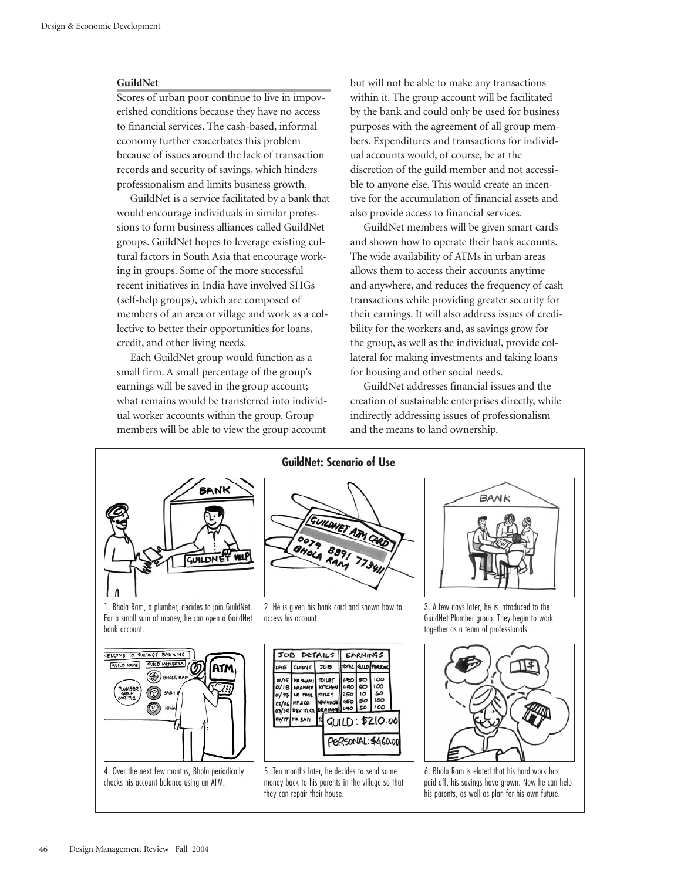### GuildNet

Scores of urban poor continue to live in impoverished conditions because they have no access to financial services. The cash-based, informal economy further exacerbates this problem because of issues around the lack of transaction records and security of savings, which hinders professionalism and limits business growth.

GuildNet is a service facilitated by a bank that would encourage individuals in similar professions to form business alliances called GuildNet groups. GuildNet hopes to leverage existing cultural factors in South Asia that encourage working in groups. Some of the more successful recent initiatives in India have involved SHGs (self-help groups), which are composed of members of an area or village and work as a collective to better their opportunities for loans, credit, and other living needs.

Each GuildNet group would function as a small firm. A small percentage of the group's earnings will be saved in the group account; what remains would be transferred into individual worker accounts within the group. Group members will be able to view the group account but will not be able to make any transactions within it. The group account will be facilitated by the bank and could only be used for business purposes with the agreement of all group members. Expenditures and transactions for individual accounts would, of course, be at the discretion of the guild member and not accessible to anyone else. This would create an incentive for the accumulation of financial assets and also provide access to financial services.

GuildNet members will be given smart cards and shown how to operate their bank accounts. The wide availability of ATMs in urban areas allows them to access their accounts anytime and anywhere, and reduces the frequency of cash transactions while providing greater security for their earnings. It will also address issues of credibility for the workers and, as savings grow for the group, as well as the individual, provide collateral for making investments and taking loans for housing and other social needs.

GuildNet addresses financial issues and the creation of sustainable enterprises directly, while indirectly addressing issues of professionalism and the means to land ownership.

**GuildNet: Scenario of Use**

1. Bhola Ram, a plumber, decides to join GuildNet. For a small sum of money, he can open a GuildNet bank account.

2. He is given his bank card and shown how to access his account.

3. A few days later, he is introduced to the GuildNet Plumber group. They begin to work together as a team of professionals.

4. Over the next few months, Bhola periodically checks his account balance using an ATM.

5. Ten months later, he decides to send some money back to his parents in the village so that they can repair their house.

6. Bhola Ram is elated that his hard work has paid off, his savings have grown. Now he can help his parents, as well as plan for his own future.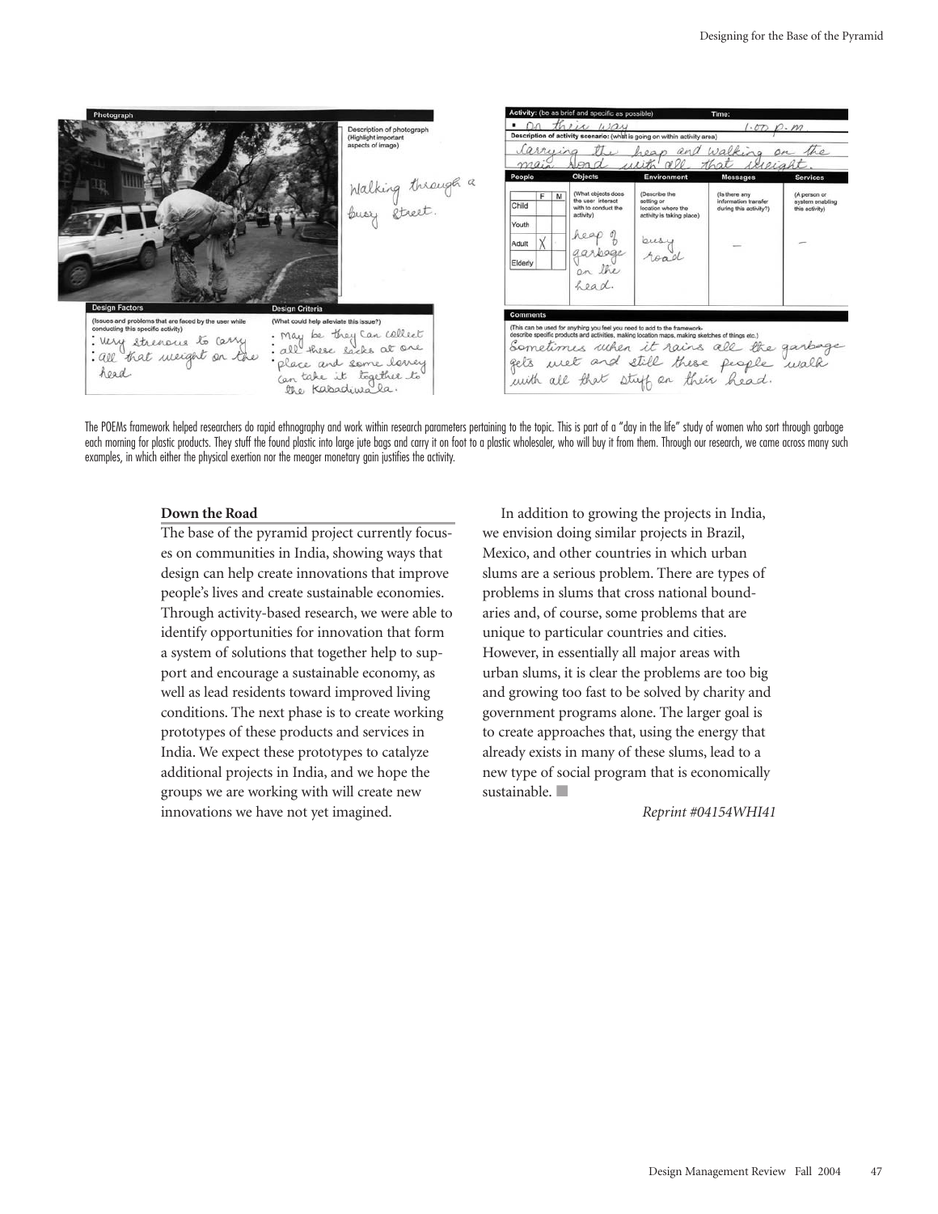| Photograph | Description of photograph (Highlight important aspects of image) |
|---|---|
| | Walking through a busy street. |

| Design Factors (Issues and problems that are faced by the user while conducting this specific activity) | Design Criteria (What could help alleviate this issue?) |
|---|---|
| : Very strenous to carry : all that weight on the head | . May be they can collect . all these sacks at one . place and some lorrey can take it together to the Kabadiwala. |

**Activity:** (be as brief and specific as possible) . On their way

**Time:** 1.00 p.m.

**Description of activity scenario:** (what is going on within activity area) Carrying the heap and walking on the main road with all that weight.

| People | F | M | Objects (What objects does the user interact with to conduct the activity) | Environment (Describe the setting or location where the activity is taking place) | Messages (Is there any information transfer during this activity?) | Services (A person or system enabling this activity) |
|---|---|---|---|---|---|---|
| Child | | | heap of garbage on the head. | busy road | — | — |
| Youth | | | | | | |
| Adult | X | | | | | |
| Elderly | | | | | | |

**Comments** (This can be used for anything you feel you need to add to the framework- describe specific products and activities, making location maps, making sketches of things etc.)

Sometimes when it rains all the garbage gets wet and still these people walk with all that stuff on their head.

The POEMs framework helped researchers do rapid ethnography and work within research parameters pertaining to the topic. This is part of a "day in the life" study of women who sort through garbage each morning for plastic products. They stuff the found plastic into large jute bags and carry it on foot to a plastic wholesaler, who will buy it from them. Through our research, we came across many such examples, in which either the physical exertion nor the meager monetary gain justifies the activity.

## Down the Road

The base of the pyramid project currently focuses on communities in India, showing ways that design can help create innovations that improve people's lives and create sustainable economies. Through activity-based research, we were able to identify opportunities for innovation that form a system of solutions that together help to support and encourage a sustainable economy, as well as lead residents toward improved living conditions. The next phase is to create working prototypes of these products and services in India. We expect these prototypes to catalyze additional projects in India, and we hope the groups we are working with will create new innovations we have not yet imagined.

In addition to growing the projects in India, we envision doing similar projects in Brazil, Mexico, and other countries in which urban slums are a serious problem. There are types of problems in slums that cross national boundaries and, of course, some problems that are unique to particular countries and cities. However, in essentially all major areas with urban slums, it is clear the problems are too big and growing too fast to be solved by charity and government programs alone. The larger goal is to create approaches that, using the energy that already exists in many of these slums, lead to a new type of social program that is economically sustainable. ■

*Reprint #04154WHI41*